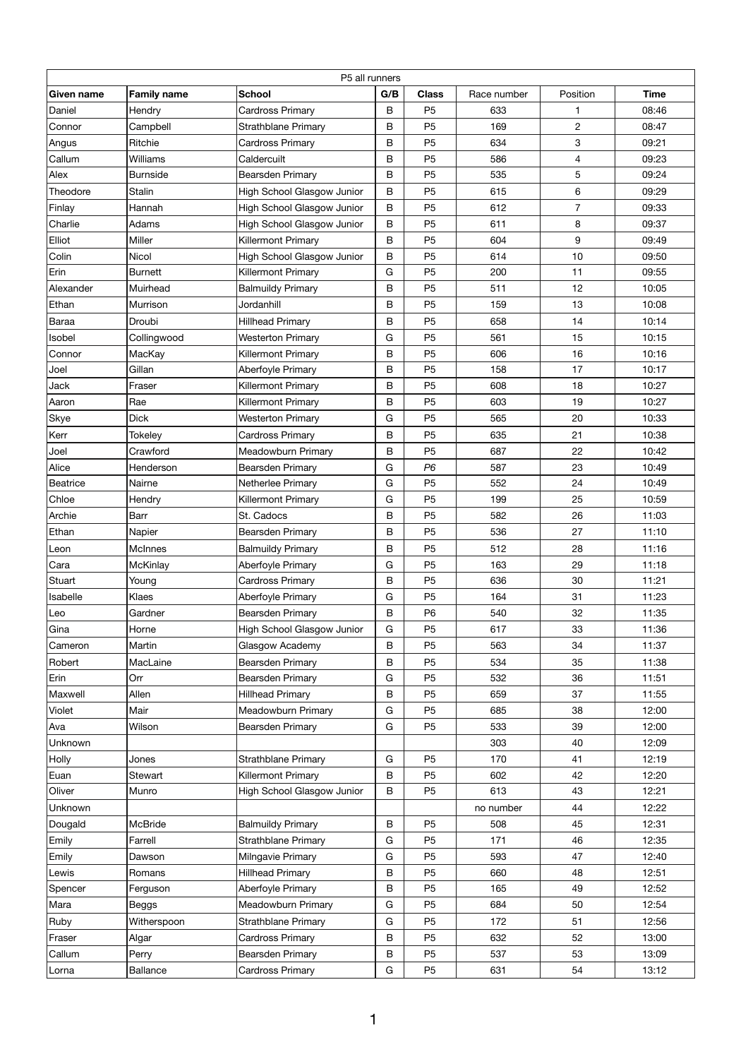| P5 all runners | | | | | | | |
|---|---|---|---|---|---|---|---|
| **Given name** | **Family name** | **School** | **G/B** | **Class** | Race number | Position | **Time** |
| Daniel | Hendry | Cardross Primary | B | P5 | 633 | 1 | 08:46 |
| Connor | Campbell | Strathblane Primary | B | P5 | 169 | 2 | 08:47 |
| Angus | Ritchie | Cardross Primary | B | P5 | 634 | 3 | 09:21 |
| Callum | Williams | Caldercuilt | B | P5 | 586 | 4 | 09:23 |
| Alex | Burnside | Bearsden Primary | B | P5 | 535 | 5 | 09:24 |
| Theodore | Stalin | High School Glasgow Junior | B | P5 | 615 | 6 | 09:29 |
| Finlay | Hannah | High School Glasgow Junior | B | P5 | 612 | 7 | 09:33 |
| Charlie | Adams | High School Glasgow Junior | B | P5 | 611 | 8 | 09:37 |
| Elliot | Miller | Killermont Primary | B | P5 | 604 | 9 | 09:49 |
| Colin | Nicol | High School Glasgow Junior | B | P5 | 614 | 10 | 09:50 |
| Erin | Burnett | Killermont Primary | G | P5 | 200 | 11 | 09:55 |
| Alexander | Muirhead | Balmuildy Primary | B | P5 | 511 | 12 | 10:05 |
| Ethan | Murrison | Jordanhill | B | P5 | 159 | 13 | 10:08 |
| Baraa | Droubi | Hillhead Primary | B | P5 | 658 | 14 | 10:14 |
| Isobel | Collingwood | Westerton Primary | G | P5 | 561 | 15 | 10:15 |
| Connor | MacKay | Killermont Primary | B | P5 | 606 | 16 | 10:16 |
| Joel | Gillan | Aberfoyle Primary | B | P5 | 158 | 17 | 10:17 |
| Jack | Fraser | Killermont Primary | B | P5 | 608 | 18 | 10:27 |
| Aaron | Rae | Killermont Primary | B | P5 | 603 | 19 | 10:27 |
| Skye | Dick | Westerton Primary | G | P5 | 565 | 20 | 10:33 |
| Kerr | Tokeley | Cardross Primary | B | P5 | 635 | 21 | 10:38 |
| Joel | Crawford | Meadowburn Primary | B | P5 | 687 | 22 | 10:42 |
| Alice | Henderson | Bearsden Primary | G | *P6* | 587 | 23 | 10:49 |
| Beatrice | Nairne | Netherlee Primary | G | P5 | 552 | 24 | 10:49 |
| Chloe | Hendry | Killermont Primary | G | P5 | 199 | 25 | 10:59 |
| Archie | Barr | St. Cadocs | B | P5 | 582 | 26 | 11:03 |
| Ethan | Napier | Bearsden Primary | B | P5 | 536 | 27 | 11:10 |
| Leon | McInnes | Balmuildy Primary | B | P5 | 512 | 28 | 11:16 |
| Cara | McKinlay | Aberfoyle Primary | G | P5 | 163 | 29 | 11:18 |
| Stuart | Young | Cardross Primary | B | P5 | 636 | 30 | 11:21 |
| Isabelle | Klaes | Aberfoyle Primary | G | P5 | 164 | 31 | 11:23 |
| Leo | Gardner | Bearsden Primary | B | P6 | 540 | 32 | 11:35 |
| Gina | Horne | High School Glasgow Junior | G | P5 | 617 | 33 | 11:36 |
| Cameron | Martin | Glasgow Academy | B | P5 | 563 | 34 | 11:37 |
| Robert | MacLaine | Bearsden Primary | B | P5 | 534 | 35 | 11:38 |
| Erin | Orr | Bearsden Primary | G | P5 | 532 | 36 | 11:51 |
| Maxwell | Allen | Hillhead Primary | B | P5 | 659 | 37 | 11:55 |
| Violet | Mair | Meadowburn Primary | G | P5 | 685 | 38 | 12:00 |
| Ava | Wilson | Bearsden Primary | G | P5 | 533 | 39 | 12:00 |
| Unknown | | | | | 303 | 40 | 12:09 |
| Holly | Jones | Strathblane Primary | G | P5 | 170 | 41 | 12:19 |
| Euan | Stewart | Killermont Primary | B | P5 | 602 | 42 | 12:20 |
| Oliver | Munro | High School Glasgow Junior | B | P5 | 613 | 43 | 12:21 |
| Unknown | | | | | no number | 44 | 12:22 |
| Dougald | McBride | Balmuildy Primary | B | P5 | 508 | 45 | 12:31 |
| Emily | Farrell | Strathblane Primary | G | P5 | 171 | 46 | 12:35 |
| Emily | Dawson | Milngavie Primary | G | P5 | 593 | 47 | 12:40 |
| Lewis | Romans | Hillhead Primary | B | P5 | 660 | 48 | 12:51 |
| Spencer | Ferguson | Aberfoyle Primary | B | P5 | 165 | 49 | 12:52 |
| Mara | Beggs | Meadowburn Primary | G | P5 | 684 | 50 | 12:54 |
| Ruby | Witherspoon | Strathblane Primary | G | P5 | 172 | 51 | 12:56 |
| Fraser | Algar | Cardross Primary | B | P5 | 632 | 52 | 13:00 |
| Callum | Perry | Bearsden Primary | B | P5 | 537 | 53 | 13:09 |
| Lorna | Ballance | Cardross Primary | G | P5 | 631 | 54 | 13:12 |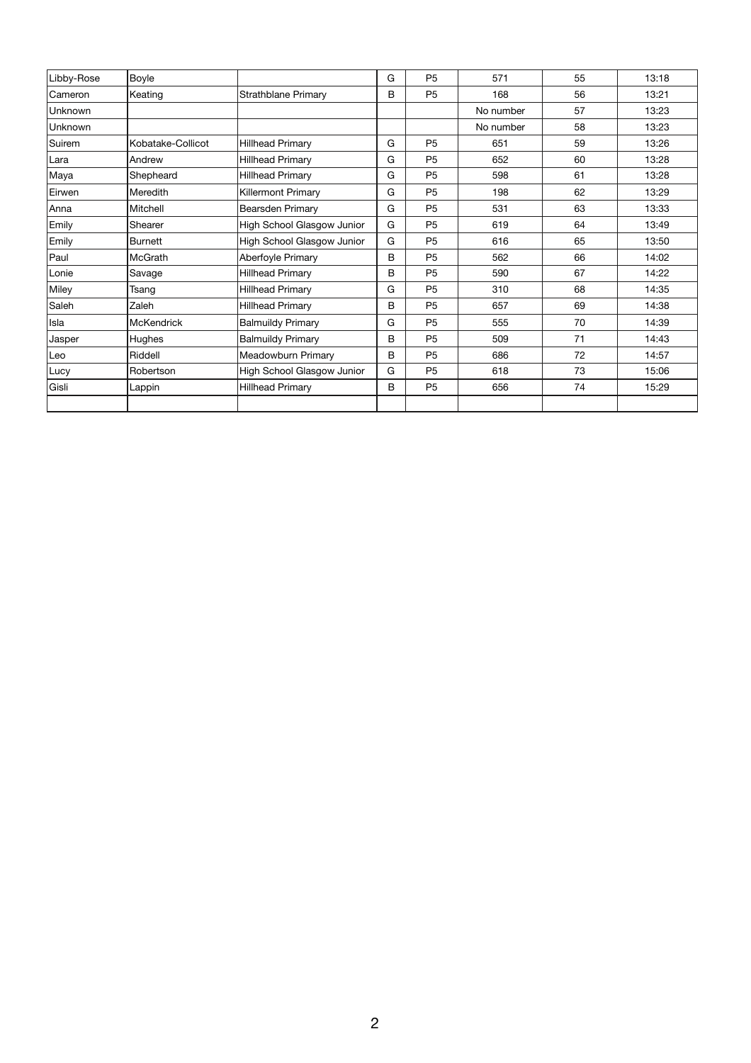| | | | | | | | |
|---|---|---|---|---|---|---|---|
| Libby-Rose | Boyle | | G | P5 | 571 | 55 | 13:18 |
| Cameron | Keating | Strathblane Primary | B | P5 | 168 | 56 | 13:21 |
| Unknown | | | | | No number | 57 | 13:23 |
| Unknown | | | | | No number | 58 | 13:23 |
| Suirem | Kobatake-Collicot | Hillhead Primary | G | P5 | 651 | 59 | 13:26 |
| Lara | Andrew | Hillhead Primary | G | P5 | 652 | 60 | 13:28 |
| Maya | Shepheard | Hillhead Primary | G | P5 | 598 | 61 | 13:28 |
| Eirwen | Meredith | Killermont Primary | G | P5 | 198 | 62 | 13:29 |
| Anna | Mitchell | Bearsden Primary | G | P5 | 531 | 63 | 13:33 |
| Emily | Shearer | High School Glasgow Junior | G | P5 | 619 | 64 | 13:49 |
| Emily | Burnett | High School Glasgow Junior | G | P5 | 616 | 65 | 13:50 |
| Paul | McGrath | Aberfoyle Primary | B | P5 | 562 | 66 | 14:02 |
| Lonie | Savage | Hillhead Primary | B | P5 | 590 | 67 | 14:22 |
| Miley | Tsang | Hillhead Primary | G | P5 | 310 | 68 | 14:35 |
| Saleh | Zaleh | Hillhead Primary | B | P5 | 657 | 69 | 14:38 |
| Isla | McKendrick | Balmuildy Primary | G | P5 | 555 | 70 | 14:39 |
| Jasper | Hughes | Balmuildy Primary | B | P5 | 509 | 71 | 14:43 |
| Leo | Riddell | Meadowburn Primary | B | P5 | 686 | 72 | 14:57 |
| Lucy | Robertson | High School Glasgow Junior | G | P5 | 618 | 73 | 15:06 |
| Gisli | Lappin | Hillhead Primary | B | P5 | 656 | 74 | 15:29 |
| | | | | | | | |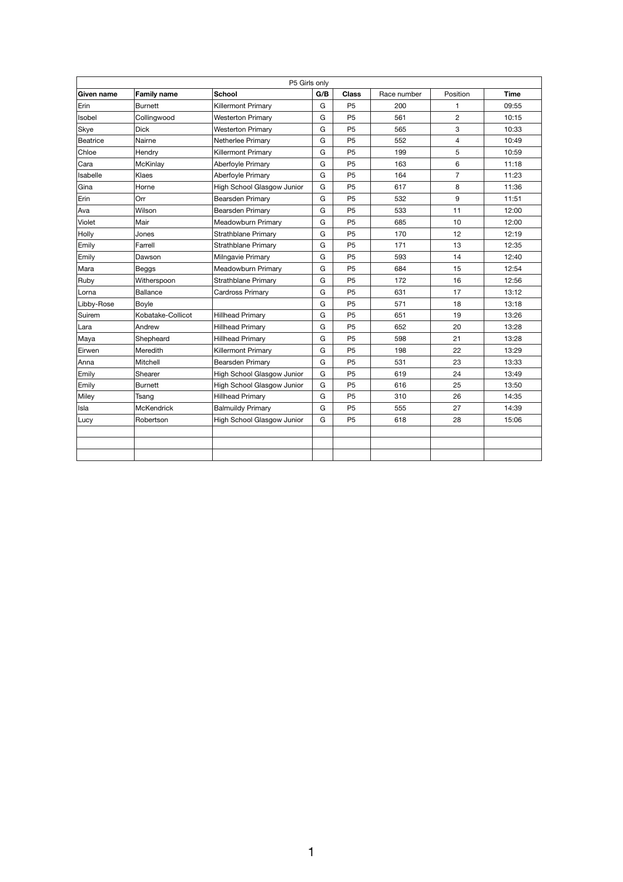| P5 Girls only | | | | | | | |
|---|---|---|---|---|---|---|---|
| **Given name** | **Family name** | **School** | **G/B** | **Class** | Race number | Position | **Time** |
| Erin | Burnett | Killermont Primary | G | P5 | 200 | 1 | 09:55 |
| Isobel | Collingwood | Westerton Primary | G | P5 | 561 | 2 | 10:15 |
| Skye | Dick | Westerton Primary | G | P5 | 565 | 3 | 10:33 |
| Beatrice | Nairne | Netherlee Primary | G | P5 | 552 | 4 | 10:49 |
| Chloe | Hendry | Killermont Primary | G | P5 | 199 | 5 | 10:59 |
| Cara | McKinlay | Aberfoyle Primary | G | P5 | 163 | 6 | 11:18 |
| Isabelle | Klaes | Aberfoyle Primary | G | P5 | 164 | 7 | 11:23 |
| Gina | Horne | High School Glasgow Junior | G | P5 | 617 | 8 | 11:36 |
| Erin | Orr | Bearsden Primary | G | P5 | 532 | 9 | 11:51 |
| Ava | Wilson | Bearsden Primary | G | P5 | 533 | 11 | 12:00 |
| Violet | Mair | Meadowburn Primary | G | P5 | 685 | 10 | 12:00 |
| Holly | Jones | Strathblane Primary | G | P5 | 170 | 12 | 12:19 |
| Emily | Farrell | Strathblane Primary | G | P5 | 171 | 13 | 12:35 |
| Emily | Dawson | Milngavie Primary | G | P5 | 593 | 14 | 12:40 |
| Mara | Beggs | Meadowburn Primary | G | P5 | 684 | 15 | 12:54 |
| Ruby | Witherspoon | Strathblane Primary | G | P5 | 172 | 16 | 12:56 |
| Lorna | Ballance | Cardross Primary | G | P5 | 631 | 17 | 13:12 |
| Libby-Rose | Boyle | | G | P5 | 571 | 18 | 13:18 |
| Suirem | Kobatake-Collicot | Hillhead Primary | G | P5 | 651 | 19 | 13:26 |
| Lara | Andrew | Hillhead Primary | G | P5 | 652 | 20 | 13:28 |
| Maya | Shepheard | Hillhead Primary | G | P5 | 598 | 21 | 13:28 |
| Eirwen | Meredith | Killermont Primary | G | P5 | 198 | 22 | 13:29 |
| Anna | Mitchell | Bearsden Primary | G | P5 | 531 | 23 | 13:33 |
| Emily | Shearer | High School Glasgow Junior | G | P5 | 619 | 24 | 13:49 |
| Emily | Burnett | High School Glasgow Junior | G | P5 | 616 | 25 | 13:50 |
| Miley | Tsang | Hillhead Primary | G | P5 | 310 | 26 | 14:35 |
| Isla | McKendrick | Balmuildy Primary | G | P5 | 555 | 27 | 14:39 |
| Lucy | Robertson | High School Glasgow Junior | G | P5 | 618 | 28 | 15:06 |
| | | | | | | | |
| | | | | | | | |
| | | | | | | | |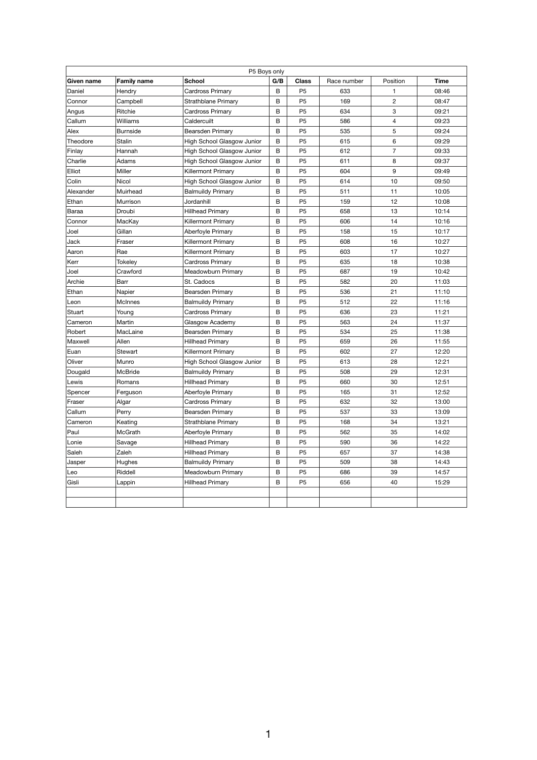| P5 Boys only | | | | | | | |
|---|---|---|---|---|---|---|---|
| **Given name** | **Family name** | **School** | **G/B** | **Class** | Race number | Position | **Time** |
| Daniel | Hendry | Cardross Primary | B | P5 | 633 | 1 | 08:46 |
| Connor | Campbell | Strathblane Primary | B | P5 | 169 | 2 | 08:47 |
| Angus | Ritchie | Cardross Primary | B | P5 | 634 | 3 | 09:21 |
| Callum | Williams | Caldercuilt | B | P5 | 586 | 4 | 09:23 |
| Alex | Burnside | Bearsden Primary | B | P5 | 535 | 5 | 09:24 |
| Theodore | Stalin | High School Glasgow Junior | B | P5 | 615 | 6 | 09:29 |
| Finlay | Hannah | High School Glasgow Junior | B | P5 | 612 | 7 | 09:33 |
| Charlie | Adams | High School Glasgow Junior | B | P5 | 611 | 8 | 09:37 |
| Elliot | Miller | Killermont Primary | B | P5 | 604 | 9 | 09:49 |
| Colin | Nicol | High School Glasgow Junior | B | P5 | 614 | 10 | 09:50 |
| Alexander | Muirhead | Balmuildy Primary | B | P5 | 511 | 11 | 10:05 |
| Ethan | Murrison | Jordanhill | B | P5 | 159 | 12 | 10:08 |
| Baraa | Droubi | Hillhead Primary | B | P5 | 658 | 13 | 10:14 |
| Connor | MacKay | Killermont Primary | B | P5 | 606 | 14 | 10:16 |
| Joel | Gillan | Aberfoyle Primary | B | P5 | 158 | 15 | 10:17 |
| Jack | Fraser | Killermont Primary | B | P5 | 608 | 16 | 10:27 |
| Aaron | Rae | Killermont Primary | B | P5 | 603 | 17 | 10:27 |
| Kerr | Tokeley | Cardross Primary | B | P5 | 635 | 18 | 10:38 |
| Joel | Crawford | Meadowburn Primary | B | P5 | 687 | 19 | 10:42 |
| Archie | Barr | St. Cadocs | B | P5 | 582 | 20 | 11:03 |
| Ethan | Napier | Bearsden Primary | B | P5 | 536 | 21 | 11:10 |
| Leon | McInnes | Balmuildy Primary | B | P5 | 512 | 22 | 11:16 |
| Stuart | Young | Cardross Primary | B | P5 | 636 | 23 | 11:21 |
| Cameron | Martin | Glasgow Academy | B | P5 | 563 | 24 | 11:37 |
| Robert | MacLaine | Bearsden Primary | B | P5 | 534 | 25 | 11:38 |
| Maxwell | Allen | Hillhead Primary | B | P5 | 659 | 26 | 11:55 |
| Euan | Stewart | Killermont Primary | B | P5 | 602 | 27 | 12:20 |
| Oliver | Munro | High School Glasgow Junior | B | P5 | 613 | 28 | 12:21 |
| Dougald | McBride | Balmuildy Primary | B | P5 | 508 | 29 | 12:31 |
| Lewis | Romans | Hillhead Primary | B | P5 | 660 | 30 | 12:51 |
| Spencer | Ferguson | Aberfoyle Primary | B | P5 | 165 | 31 | 12:52 |
| Fraser | Algar | Cardross Primary | B | P5 | 632 | 32 | 13:00 |
| Callum | Perry | Bearsden Primary | B | P5 | 537 | 33 | 13:09 |
| Cameron | Keating | Strathblane Primary | B | P5 | 168 | 34 | 13:21 |
| Paul | McGrath | Aberfoyle Primary | B | P5 | 562 | 35 | 14:02 |
| Lonie | Savage | Hillhead Primary | B | P5 | 590 | 36 | 14:22 |
| Saleh | Zaleh | Hillhead Primary | B | P5 | 657 | 37 | 14:38 |
| Jasper | Hughes | Balmuildy Primary | B | P5 | 509 | 38 | 14:43 |
| Leo | Riddell | Meadowburn Primary | B | P5 | 686 | 39 | 14:57 |
| Gisli | Lappin | Hillhead Primary | B | P5 | 656 | 40 | 15:29 |
| | | | | | | | |
| | | | | | | | |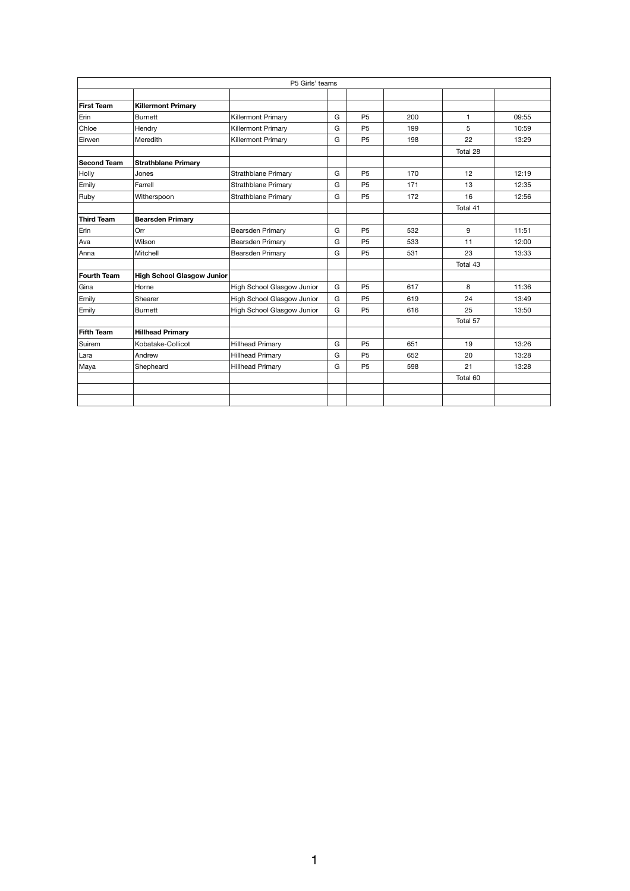| P5 Girls' teams | | | | | | | |
|---|---|---|---|---|---|---|---|
| | | | | | | | |
| **First Team** | **Killermont Primary** | | | | | | |
| Erin | Burnett | Killermont Primary | G | P5 | 200 | 1 | 09:55 |
| Chloe | Hendry | Killermont Primary | G | P5 | 199 | 5 | 10:59 |
| Eirwen | Meredith | Killermont Primary | G | P5 | 198 | 22 | 13:29 |
| | | | | | | Total 28 | |
| **Second Team** | **Strathblane Primary** | | | | | | |
| Holly | Jones | Strathblane Primary | G | P5 | 170 | 12 | 12:19 |
| Emily | Farrell | Strathblane Primary | G | P5 | 171 | 13 | 12:35 |
| Ruby | Witherspoon | Strathblane Primary | G | P5 | 172 | 16 | 12:56 |
| | | | | | | Total 41 | |
| **Third Team** | **Bearsden Primary** | | | | | | |
| Erin | Orr | Bearsden Primary | G | P5 | 532 | 9 | 11:51 |
| Ava | Wilson | Bearsden Primary | G | P5 | 533 | 11 | 12:00 |
| Anna | Mitchell | Bearsden Primary | G | P5 | 531 | 23 | 13:33 |
| | | | | | | Total 43 | |
| **Fourth Team** | **High School Glasgow Junior** | | | | | | |
| Gina | Horne | High School Glasgow Junior | G | P5 | 617 | 8 | 11:36 |
| Emily | Shearer | High School Glasgow Junior | G | P5 | 619 | 24 | 13:49 |
| Emily | Burnett | High School Glasgow Junior | G | P5 | 616 | 25 | 13:50 |
| | | | | | | Total 57 | |
| **Fifth Team** | **Hillhead Primary** | | | | | | |
| Suirem | Kobatake-Collicot | Hillhead Primary | G | P5 | 651 | 19 | 13:26 |
| Lara | Andrew | Hillhead Primary | G | P5 | 652 | 20 | 13:28 |
| Maya | Shepheard | Hillhead Primary | G | P5 | 598 | 21 | 13:28 |
| | | | | | | Total 60 | |
| | | | | | | | |
| | | | | | | | |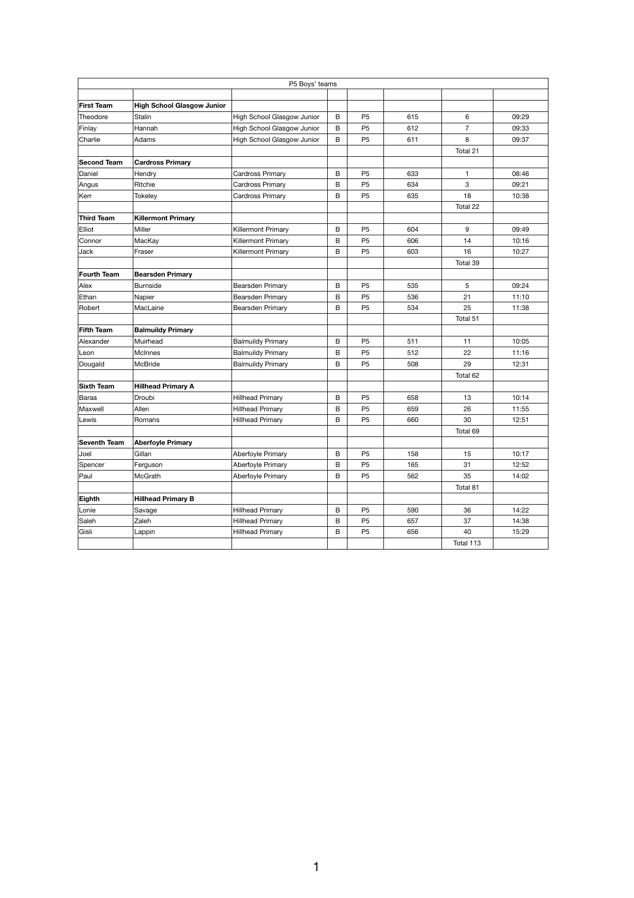| P5 Boys' teams | | | | | | | |
|---|---|---|---|---|---|---|---|
| | | | | | | | |
| **First Team** | **High School Glasgow Junior** | | | | | | |
| Theodore | Stalin | High School Glasgow Junior | B | P5 | 615 | 6 | 09:29 |
| Finlay | Hannah | High School Glasgow Junior | B | P5 | 612 | 7 | 09:33 |
| Charlie | Adams | High School Glasgow Junior | B | P5 | 611 | 8 | 09:37 |
| | | | | | | Total 21 | |
| **Second Team** | **Cardross Primary** | | | | | | |
| Daniel | Hendry | Cardross Primary | B | P5 | 633 | 1 | 08:46 |
| Angus | Ritchie | Cardross Primary | B | P5 | 634 | 3 | 09:21 |
| Kerr | Tokeley | Cardross Primary | B | P5 | 635 | 18 | 10:38 |
| | | | | | | Total 22 | |
| **Third Team** | **Killermont Primary** | | | | | | |
| Elliot | Miller | Killermont Primary | B | P5 | 604 | 9 | 09:49 |
| Connor | MacKay | Killermont Primary | B | P5 | 606 | 14 | 10:16 |
| Jack | Fraser | Killermont Primary | B | P5 | 603 | 16 | 10:27 |
| | | | | | | Total 39 | |
| **Fourth Team** | **Bearsden Primary** | | | | | | |
| Alex | Burnside | Bearsden Primary | B | P5 | 535 | 5 | 09:24 |
| Ethan | Napier | Bearsden Primary | B | P5 | 536 | 21 | 11:10 |
| Robert | MacLaine | Bearsden Primary | B | P5 | 534 | 25 | 11:38 |
| | | | | | | Total 51 | |
| **Fifth Team** | **Balmuildy Primary** | | | | | | |
| Alexander | Muirhead | Balmuildy Primary | B | P5 | 511 | 11 | 10:05 |
| Leon | McInnes | Balmuildy Primary | B | P5 | 512 | 22 | 11:16 |
| Dougald | McBride | Balmuildy Primary | B | P5 | 508 | 29 | 12:31 |
| | | | | | | Total 62 | |
| **Sixth Team** | **Hillhead Primary A** | | | | | | |
| Baraa | Droubi | Hillhead Primary | B | P5 | 658 | 13 | 10:14 |
| Maxwell | Allen | Hillhead Primary | B | P5 | 659 | 26 | 11:55 |
| Lewis | Romans | Hillhead Primary | B | P5 | 660 | 30 | 12:51 |
| | | | | | | Total 69 | |
| **Seventh Team** | **Aberfoyle Primary** | | | | | | |
| Joel | Gillan | Aberfoyle Primary | B | P5 | 158 | 15 | 10:17 |
| Spencer | Ferguson | Aberfoyle Primary | B | P5 | 165 | 31 | 12:52 |
| Paul | McGrath | Aberfoyle Primary | B | P5 | 562 | 35 | 14:02 |
| | | | | | | Total 81 | |
| **Eighth** | **Hillhead Primary B** | | | | | | |
| Lonie | Savage | Hillhead Primary | B | P5 | 590 | 36 | 14:22 |
| Saleh | Zaleh | Hillhead Primary | B | P5 | 657 | 37 | 14:38 |
| Gisli | Lappin | Hillhead Primary | B | P5 | 656 | 40 | 15:29 |
| | | | | | | Total 113 | |